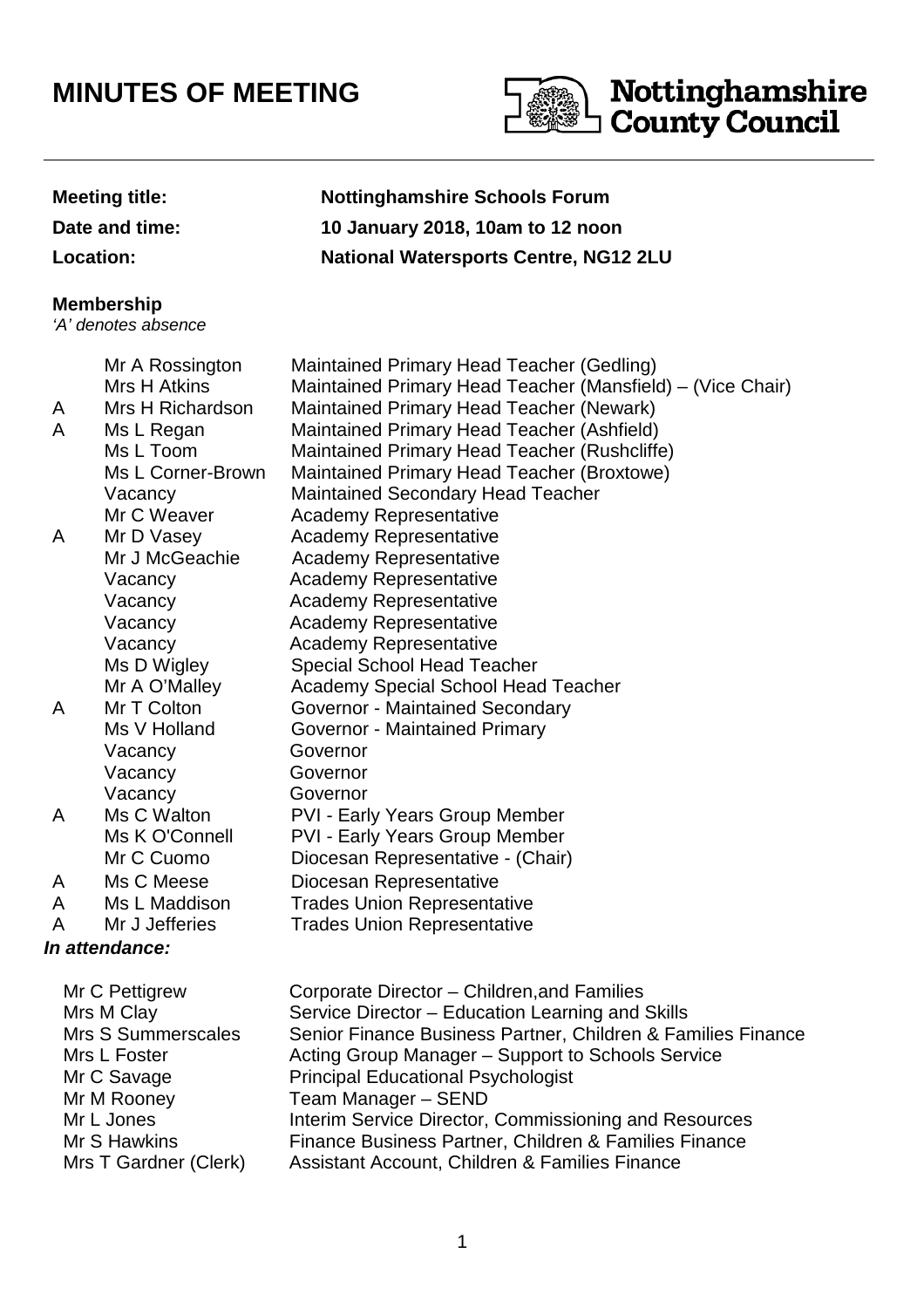# MINUTES OF MEETING

Nottinghamshire County Council

| | |
|---|---|
| **Meeting title:** | **Nottinghamshire Schools Forum** |
| **Date and time:** | **10 January 2018, 10am to 12 noon** |
| **Location:** | **National Watersports Centre, NG12 2LU** |

**Membership**

*'A' denotes absence*

| | | |
|---|---|---|
| | Mr A Rossington | Maintained Primary Head Teacher (Gedling) |
| | Mrs H Atkins | Maintained Primary Head Teacher (Mansfield) – (Vice Chair) |
| A | Mrs H Richardson | Maintained Primary Head Teacher (Newark) |
| A | Ms L Regan | Maintained Primary Head Teacher (Ashfield) |
| | Ms L Toom | Maintained Primary Head Teacher (Rushcliffe) |
| | Ms L Corner-Brown | Maintained Primary Head Teacher (Broxtowe) |
| | Vacancy | Maintained Secondary Head Teacher |
| | Mr C Weaver | Academy Representative |
| A | Mr D Vasey | Academy Representative |
| | Mr J McGeachie | Academy Representative |
| | Vacancy | Academy Representative |
| | Vacancy | Academy Representative |
| | Vacancy | Academy Representative |
| | Vacancy | Academy Representative |
| | Ms D Wigley | Special School Head Teacher |
| | Mr A O'Malley | Academy Special School Head Teacher |
| A | Mr T Colton | Governor - Maintained Secondary |
| | Ms V Holland | Governor - Maintained Primary |
| | Vacancy | Governor |
| | Vacancy | Governor |
| | Vacancy | Governor |
| A | Ms C Walton | PVI - Early Years Group Member |
| | Ms K O'Connell | PVI - Early Years Group Member |
| | Mr C Cuomo | Diocesan Representative - (Chair) |
| A | Ms C Meese | Diocesan Representative |
| A | Ms L Maddison | Trades Union Representative |
| A | Mr J Jefferies | Trades Union Representative |

***In attendance:***

| | |
|---|---|
| Mr C Pettigrew | Corporate Director – Children,and Families |
| Mrs M Clay | Service Director – Education Learning and Skills |
| Mrs S Summerscales | Senior Finance Business Partner, Children & Families Finance |
| Mrs L Foster | Acting Group Manager – Support to Schools Service |
| Mr C Savage | Principal Educational Psychologist |
| Mr M Rooney | Team Manager – SEND |
| Mr L Jones | Interim Service Director, Commissioning and Resources |
| Mr S Hawkins | Finance Business Partner, Children & Families Finance |
| Mrs T Gardner (Clerk) | Assistant Account, Children & Families Finance |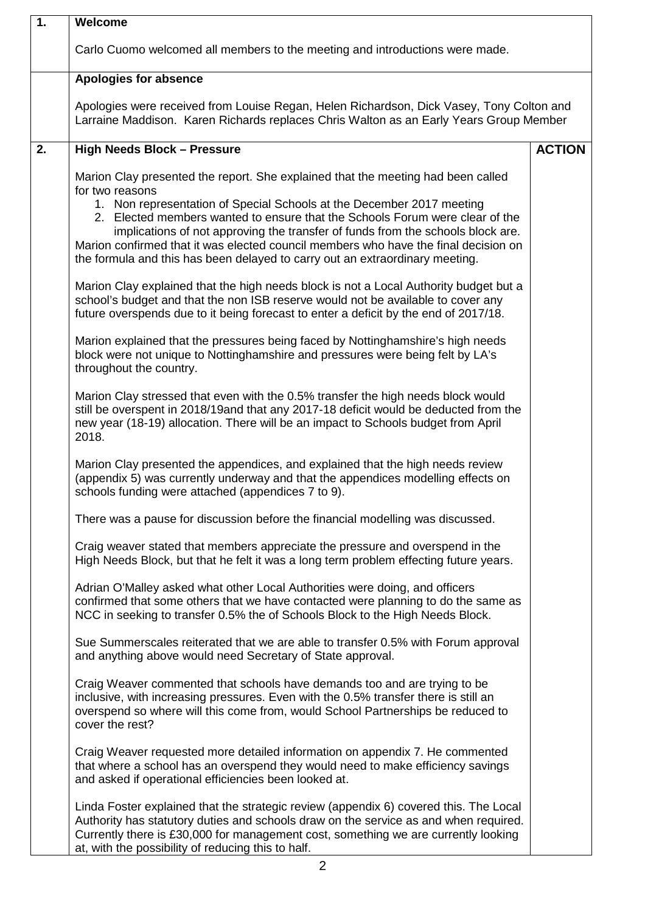| | | |
|---|---|---|
| **1.** | **Welcome**<br><br>Carlo Cuomo welcomed all members to the meeting and introductions were made. | |
| | **Apologies for absence**<br><br>Apologies were received from Louise Regan, Helen Richardson, Dick Vasey, Tony Colton and Larraine Maddison. Karen Richards replaces Chris Walton as an Early Years Group Member | |
| **2.** | **High Needs Block – Pressure** | **ACTION** |
| | Marion Clay presented the report. She explained that the meeting had been called for two reasons<br>1. Non representation of Special Schools at the December 2017 meeting<br>2. Elected members wanted to ensure that the Schools Forum were clear of the implications of not approving the transfer of funds from the schools block are.<br>Marion confirmed that it was elected council members who have the final decision on the formula and this has been delayed to carry out an extraordinary meeting.<br><br>Marion Clay explained that the high needs block is not a Local Authority budget but a school's budget and that the non ISB reserve would not be available to cover any future overspends due to it being forecast to enter a deficit by the end of 2017/18.<br><br>Marion explained that the pressures being faced by Nottinghamshire's high needs block were not unique to Nottinghamshire and pressures were being felt by LA's throughout the country.<br><br>Marion Clay stressed that even with the 0.5% transfer the high needs block would still be overspent in 2018/19and that any 2017-18 deficit would be deducted from the new year (18-19) allocation. There will be an impact to Schools budget from April 2018.<br><br>Marion Clay presented the appendices, and explained that the high needs review (appendix 5) was currently underway and that the appendices modelling effects on schools funding were attached (appendices 7 to 9).<br><br>There was a pause for discussion before the financial modelling was discussed.<br><br>Craig weaver stated that members appreciate the pressure and overspend in the High Needs Block, but that he felt it was a long term problem effecting future years.<br><br>Adrian O'Malley asked what other Local Authorities were doing, and officers confirmed that some others that we have contacted were planning to do the same as NCC in seeking to transfer 0.5% the of Schools Block to the High Needs Block.<br><br>Sue Summerscales reiterated that we are able to transfer 0.5% with Forum approval and anything above would need Secretary of State approval.<br><br>Craig Weaver commented that schools have demands too and are trying to be inclusive, with increasing pressures. Even with the 0.5% transfer there is still an overspend so where will this come from, would School Partnerships be reduced to cover the rest?<br><br>Craig Weaver requested more detailed information on appendix 7. He commented that where a school has an overspend they would need to make efficiency savings and asked if operational efficiencies been looked at.<br><br>Linda Foster explained that the strategic review (appendix 6) covered this. The Local Authority has statutory duties and schools draw on the service as and when required. Currently there is £30,000 for management cost, something we are currently looking at, with the possibility of reducing this to half. | |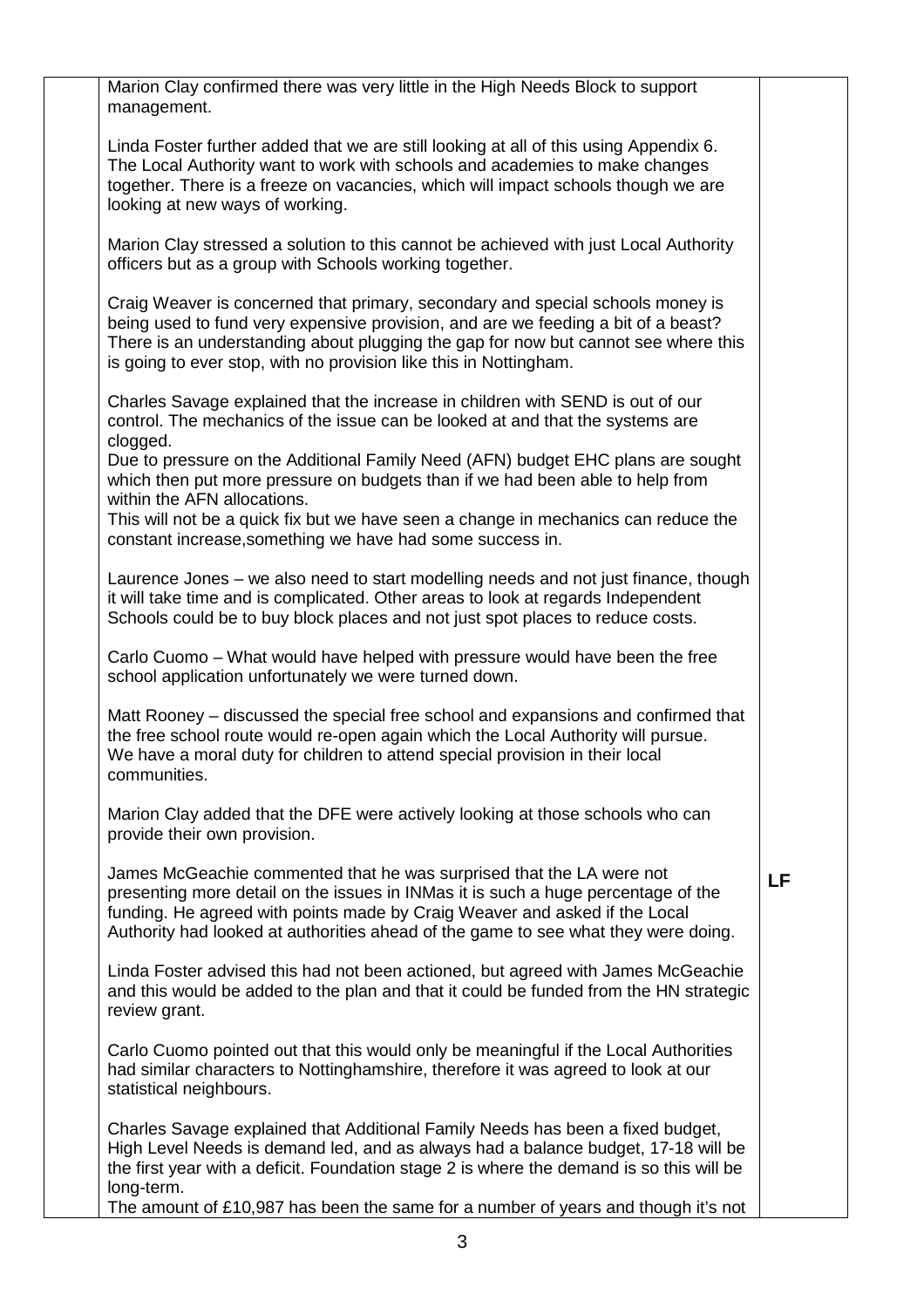| | | |
|---|---|---|
| | Marion Clay confirmed there was very little in the High Needs Block to support management.<br><br>Linda Foster further added that we are still looking at all of this using Appendix 6. The Local Authority want to work with schools and academies to make changes together. There is a freeze on vacancies, which will impact schools though we are looking at new ways of working.<br><br>Marion Clay stressed a solution to this cannot be achieved with just Local Authority officers but as a group with Schools working together.<br><br>Craig Weaver is concerned that primary, secondary and special schools money is being used to fund very expensive provision, and are we feeding a bit of a beast? There is an understanding about plugging the gap for now but cannot see where this is going to ever stop, with no provision like this in Nottingham.<br><br>Charles Savage explained that the increase in children with SEND is out of our control. The mechanics of the issue can be looked at and that the systems are clogged.<br>Due to pressure on the Additional Family Need (AFN) budget EHC plans are sought which then put more pressure on budgets than if we had been able to help from within the AFN allocations.<br>This will not be a quick fix but we have seen a change in mechanics can reduce the constant increase,something we have had some success in.<br><br>Laurence Jones – we also need to start modelling needs and not just finance, though it will take time and is complicated. Other areas to look at regards Independent Schools could be to buy block places and not just spot places to reduce costs.<br><br>Carlo Cuomo – What would have helped with pressure would have been the free school application unfortunately we were turned down.<br><br>Matt Rooney – discussed the special free school and expansions and confirmed that the free school route would re-open again which the Local Authority will pursue. We have a moral duty for children to attend special provision in their local communities.<br><br>Marion Clay added that the DFE were actively looking at those schools who can provide their own provision.<br><br>James McGeachie commented that he was surprised that the LA were not presenting more detail on the issues in INMas it is such a huge percentage of the funding. He agreed with points made by Craig Weaver and asked if the Local Authority had looked at authorities ahead of the game to see what they were doing.<br><br>Linda Foster advised this had not been actioned, but agreed with James McGeachie and this would be added to the plan and that it could be funded from the HN strategic review grant.<br><br>Carlo Cuomo pointed out that this would only be meaningful if the Local Authorities had similar characters to Nottinghamshire, therefore it was agreed to look at our statistical neighbours.<br><br>Charles Savage explained that Additional Family Needs has been a fixed budget, High Level Needs is demand led, and as always had a balance budget, 17-18 will be the first year with a deficit. Foundation stage 2 is where the demand is so this will be long-term.<br>The amount of £10,987 has been the same for a number of years and though it's not | **LF** |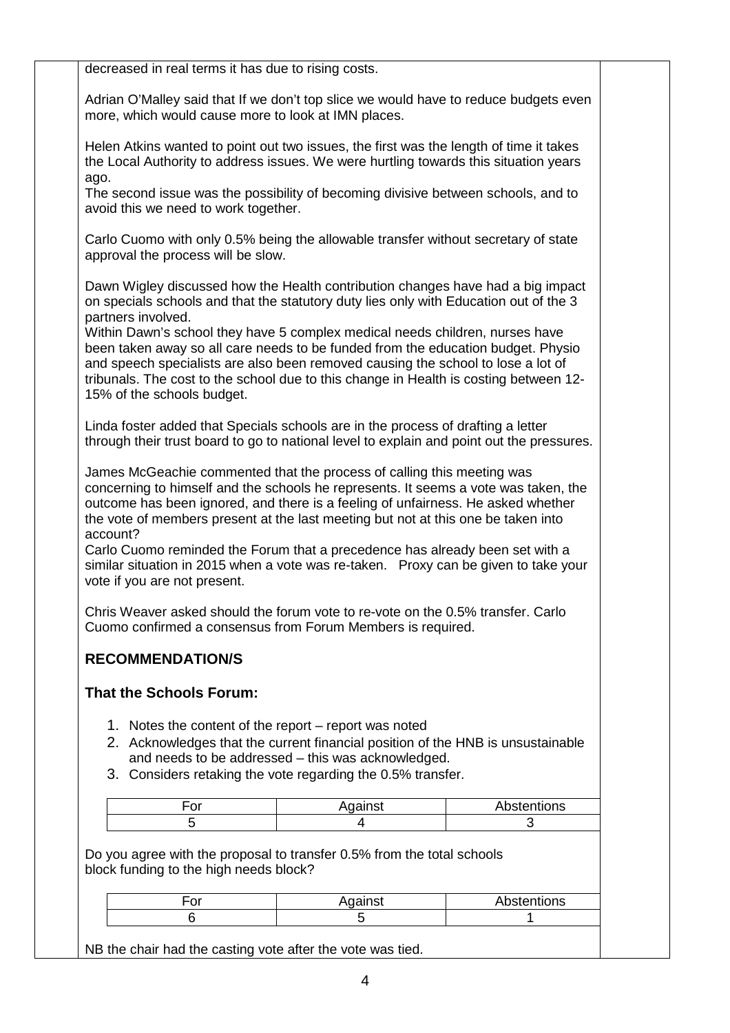decreased in real terms it has due to rising costs.

Adrian O'Malley said that If we don't top slice we would have to reduce budgets even more, which would cause more to look at IMN places.

Helen Atkins wanted to point out two issues, the first was the length of time it takes the Local Authority to address issues. We were hurtling towards this situation years ago.
The second issue was the possibility of becoming divisive between schools, and to avoid this we need to work together.

Carlo Cuomo with only 0.5% being the allowable transfer without secretary of state approval the process will be slow.

Dawn Wigley discussed how the Health contribution changes have had a big impact on specials schools and that the statutory duty lies only with Education out of the 3 partners involved.
Within Dawn's school they have 5 complex medical needs children, nurses have been taken away so all care needs to be funded from the education budget. Physio and speech specialists are also been removed causing the school to lose a lot of tribunals. The cost to the school due to this change in Health is costing between 12-15% of the schools budget.

Linda foster added that Specials schools are in the process of drafting a letter through their trust board to go to national level to explain and point out the pressures.

James McGeachie commented that the process of calling this meeting was concerning to himself and the schools he represents. It seems a vote was taken, the outcome has been ignored, and there is a feeling of unfairness. He asked whether the vote of members present at the last meeting but not at this one be taken into account?
Carlo Cuomo reminded the Forum that a precedence has already been set with a similar situation in 2015 when a vote was re-taken. Proxy can be given to take your vote if you are not present.

Chris Weaver asked should the forum vote to re-vote on the 0.5% transfer. Carlo Cuomo confirmed a consensus from Forum Members is required.

## RECOMMENDATION/S

### That the Schools Forum:

1. Notes the content of the report – report was noted
2. Acknowledges that the current financial position of the HNB is unsustainable and needs to be addressed – this was acknowledged.
3. Considers retaking the vote regarding the 0.5% transfer.

| For | Against | Abstentions |
|---|---|---|
| 5 | 4 | 3 |

Do you agree with the proposal to transfer 0.5% from the total schools block funding to the high needs block?

| For | Against | Abstentions |
|---|---|---|
| 6 | 5 | 1 |

NB the chair had the casting vote after the vote was tied.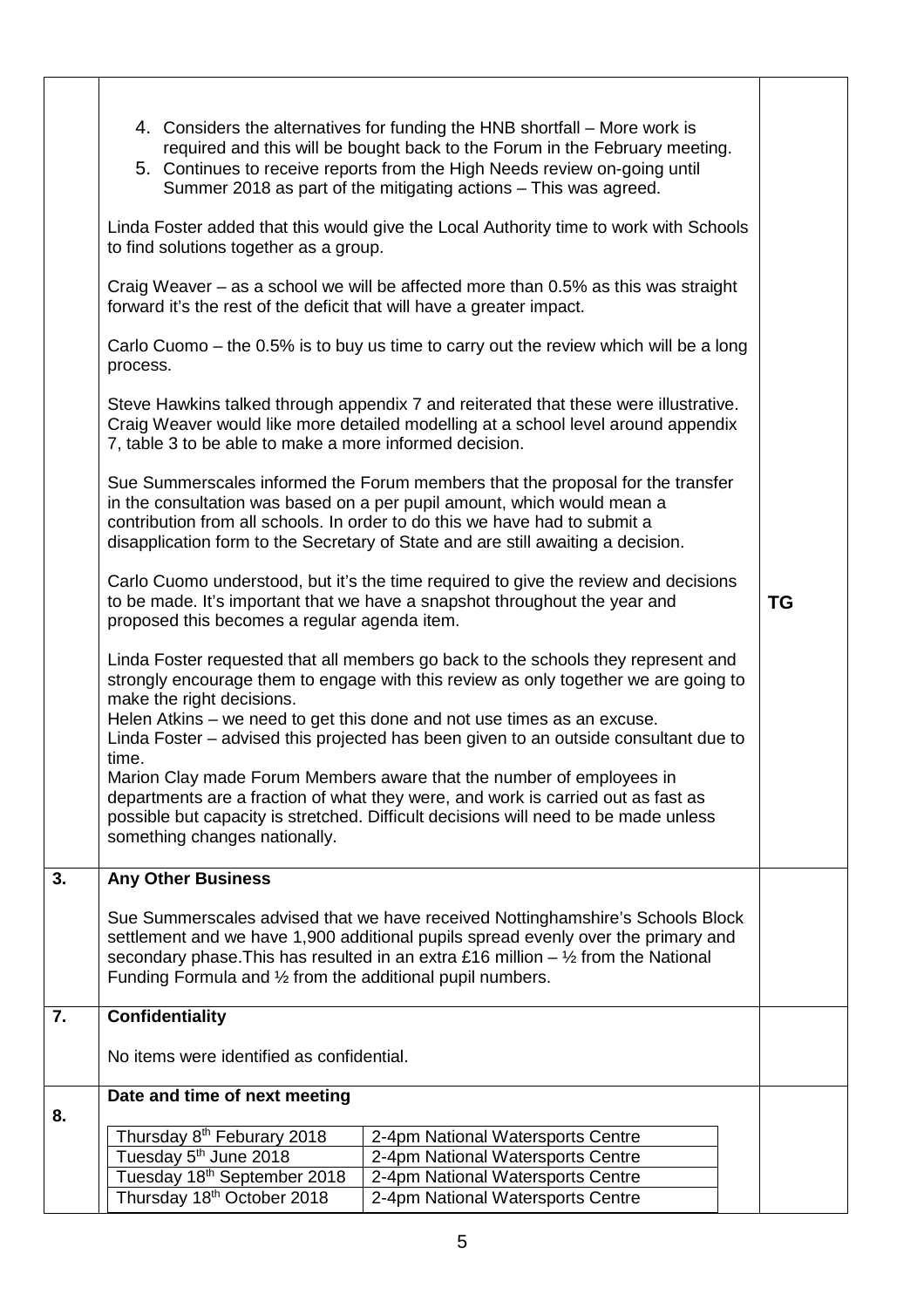4. Considers the alternatives for funding the HNB shortfall – More work is required and this will be bought back to the Forum in the February meeting.
5. Continues to receive reports from the High Needs review on-going until Summer 2018 as part of the mitigating actions – This was agreed.

Linda Foster added that this would give the Local Authority time to work with Schools to find solutions together as a group.

Craig Weaver – as a school we will be affected more than 0.5% as this was straight forward it's the rest of the deficit that will have a greater impact.

Carlo Cuomo – the 0.5% is to buy us time to carry out the review which will be a long process.

Steve Hawkins talked through appendix 7 and reiterated that these were illustrative. Craig Weaver would like more detailed modelling at a school level around appendix 7, table 3 to be able to make a more informed decision.

Sue Summerscales informed the Forum members that the proposal for the transfer in the consultation was based on a per pupil amount, which would mean a contribution from all schools. In order to do this we have had to submit a disapplication form to the Secretary of State and are still awaiting a decision.

Carlo Cuomo understood, but it's the time required to give the review and decisions to be made. It's important that we have a snapshot throughout the year and proposed this becomes a regular agenda item. **TG**

Linda Foster requested that all members go back to the schools they represent and strongly encourage them to engage with this review as only together we are going to make the right decisions.
Helen Atkins – we need to get this done and not use times as an excuse.
Linda Foster – advised this projected has been given to an outside consultant due to time.
Marion Clay made Forum Members aware that the number of employees in departments are a fraction of what they were, and work is carried out as fast as possible but capacity is stretched. Difficult decisions will need to be made unless something changes nationally.

**3. Any Other Business**

Sue Summerscales advised that we have received Nottinghamshire's Schools Block settlement and we have 1,900 additional pupils spread evenly over the primary and secondary phase.This has resulted in an extra £16 million – ½ from the National Funding Formula and ½ from the additional pupil numbers.

**7. Confidentiality**

No items were identified as confidential.

**8. Date and time of next meeting**

| | |
|---|---|
| Thursday 8th Feburary 2018 | 2-4pm National Watersports Centre |
| Tuesday 5th June 2018 | 2-4pm National Watersports Centre |
| Tuesday 18th September 2018 | 2-4pm National Watersports Centre |
| Thursday 18th October 2018 | 2-4pm National Watersports Centre |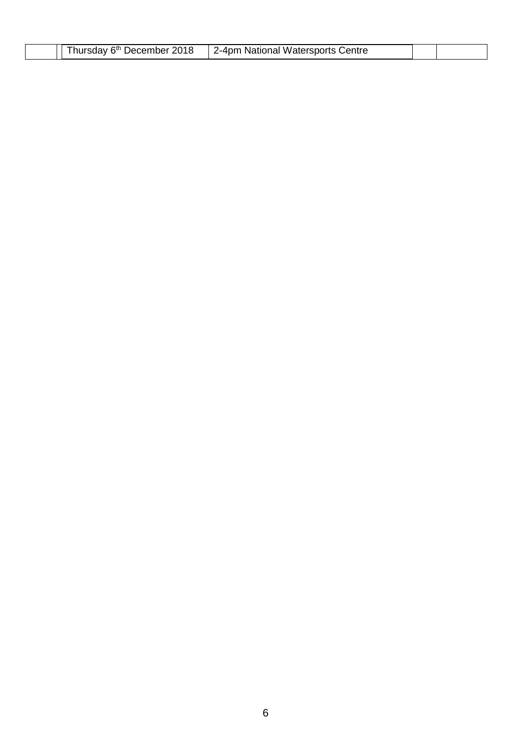| | | | | | |
|---|---|---|---|---|---|
| | | Thursday 6th December 2018 | 2-4pm National Watersports Centre | | |